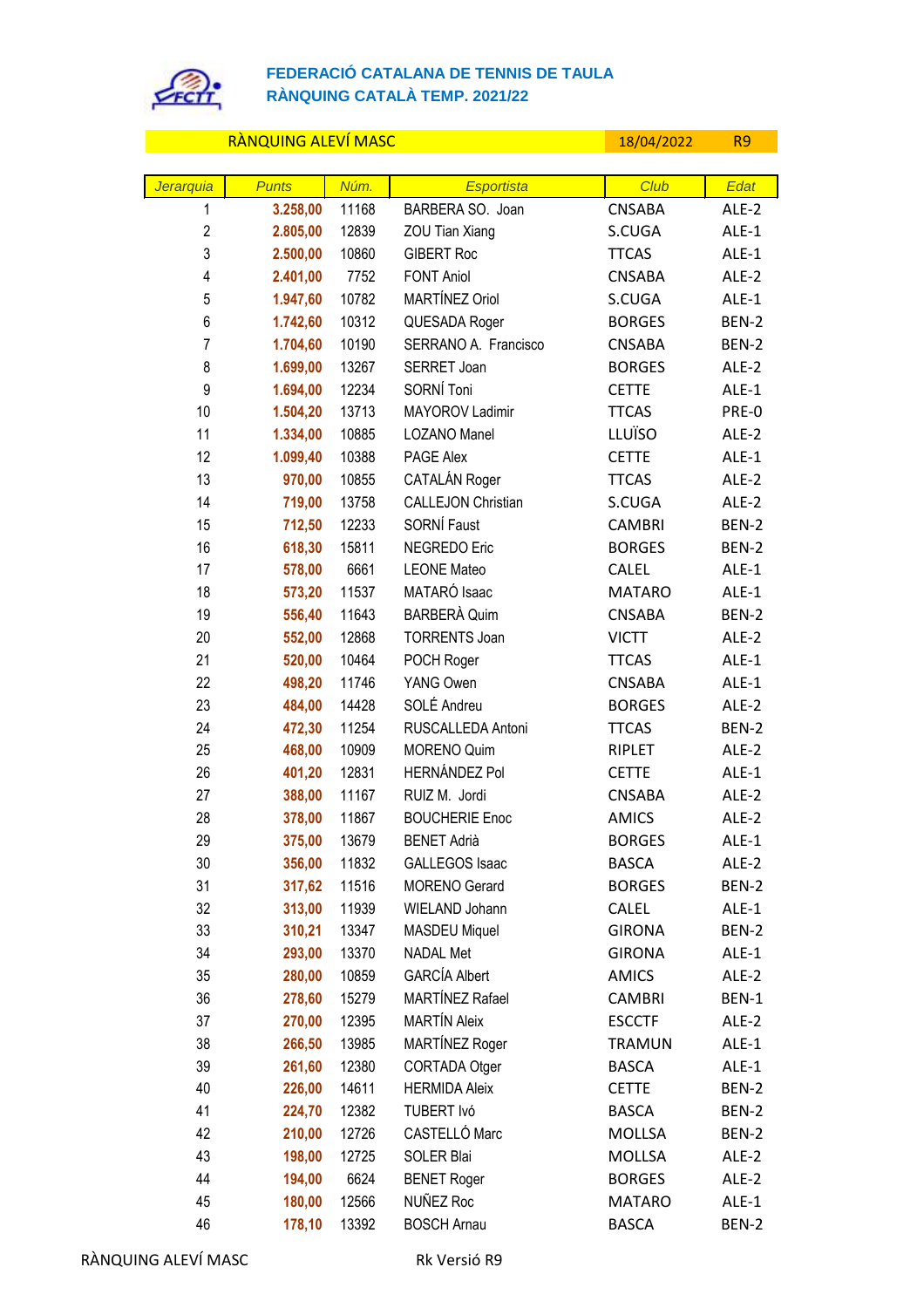**FEDERACIÓ CATALANA DE TENNIS DE TAULA**
**RÀNQUING CATALÀ TEMP. 2021/22**

| RÀNQUING ALEVÍ MASC | 18/04/2022 | R9 |
|---|---|---|

| Jerarquia | Punts | Núm. | Esportista | Club | Edat |
|---|---|---|---|---|---|
| 1 | 3.258,00 | 11168 | BARBERA SO. Joan | CNSABA | ALE-2 |
| 2 | 2.805,00 | 12839 | ZOU Tian Xiang | S.CUGA | ALE-1 |
| 3 | 2.500,00 | 10860 | GIBERT Roc | TTCAS | ALE-1 |
| 4 | 2.401,00 | 7752 | FONT Aniol | CNSABA | ALE-2 |
| 5 | 1.947,60 | 10782 | MARTÍNEZ Oriol | S.CUGA | ALE-1 |
| 6 | 1.742,60 | 10312 | QUESADA Roger | BORGES | BEN-2 |
| 7 | 1.704,60 | 10190 | SERRANO A. Francisco | CNSABA | BEN-2 |
| 8 | 1.699,00 | 13267 | SERRET Joan | BORGES | ALE-2 |
| 9 | 1.694,00 | 12234 | SORNÍ Toni | CETTE | ALE-1 |
| 10 | 1.504,20 | 13713 | MAYOROV Ladimir | TTCAS | PRE-0 |
| 11 | 1.334,00 | 10885 | LOZANO Manel | LLUÏSO | ALE-2 |
| 12 | 1.099,40 | 10388 | PAGE Alex | CETTE | ALE-1 |
| 13 | 970,00 | 10855 | CATALÁN Roger | TTCAS | ALE-2 |
| 14 | 719,00 | 13758 | CALLEJON Christian | S.CUGA | ALE-2 |
| 15 | 712,50 | 12233 | SORNÍ Faust | CAMBRI | BEN-2 |
| 16 | 618,30 | 15811 | NEGREDO Eric | BORGES | BEN-2 |
| 17 | 578,00 | 6661 | LEONE Mateo | CALEL | ALE-1 |
| 18 | 573,20 | 11537 | MATARÓ Isaac | MATARO | ALE-1 |
| 19 | 556,40 | 11643 | BARBERÀ Quim | CNSABA | BEN-2 |
| 20 | 552,00 | 12868 | TORRENTS Joan | VICTT | ALE-2 |
| 21 | 520,00 | 10464 | POCH Roger | TTCAS | ALE-1 |
| 22 | 498,20 | 11746 | YANG Owen | CNSABA | ALE-1 |
| 23 | 484,00 | 14428 | SOLÉ Andreu | BORGES | ALE-2 |
| 24 | 472,30 | 11254 | RUSCALLEDA Antoni | TTCAS | BEN-2 |
| 25 | 468,00 | 10909 | MORENO Quim | RIPLET | ALE-2 |
| 26 | 401,20 | 12831 | HERNÁNDEZ Pol | CETTE | ALE-1 |
| 27 | 388,00 | 11167 | RUIZ M. Jordi | CNSABA | ALE-2 |
| 28 | 378,00 | 11867 | BOUCHERIE Enoc | AMICS | ALE-2 |
| 29 | 375,00 | 13679 | BENET Adrià | BORGES | ALE-1 |
| 30 | 356,00 | 11832 | GALLEGOS Isaac | BASCA | ALE-2 |
| 31 | 317,62 | 11516 | MORENO Gerard | BORGES | BEN-2 |
| 32 | 313,00 | 11939 | WIELAND Johann | CALEL | ALE-1 |
| 33 | 310,21 | 13347 | MASDEU Miquel | GIRONA | BEN-2 |
| 34 | 293,00 | 13370 | NADAL Met | GIRONA | ALE-1 |
| 35 | 280,00 | 10859 | GARCÍA Albert | AMICS | ALE-2 |
| 36 | 278,60 | 15279 | MARTÍNEZ Rafael | CAMBRI | BEN-1 |
| 37 | 270,00 | 12395 | MARTÍN Aleix | ESCCTF | ALE-2 |
| 38 | 266,50 | 13985 | MARTÍNEZ Roger | TRAMUN | ALE-1 |
| 39 | 261,60 | 12380 | CORTADA Otger | BASCA | ALE-1 |
| 40 | 226,00 | 14611 | HERMIDA Aleix | CETTE | BEN-2 |
| 41 | 224,70 | 12382 | TUBERT Ivó | BASCA | BEN-2 |
| 42 | 210,00 | 12726 | CASTELLÓ Marc | MOLLSA | BEN-2 |
| 43 | 198,00 | 12725 | SOLER Blai | MOLLSA | ALE-2 |
| 44 | 194,00 | 6624 | BENET Roger | BORGES | ALE-2 |
| 45 | 180,00 | 12566 | NUÑEZ Roc | MATARO | ALE-1 |
| 46 | 178,10 | 13392 | BOSCH Arnau | BASCA | BEN-2 |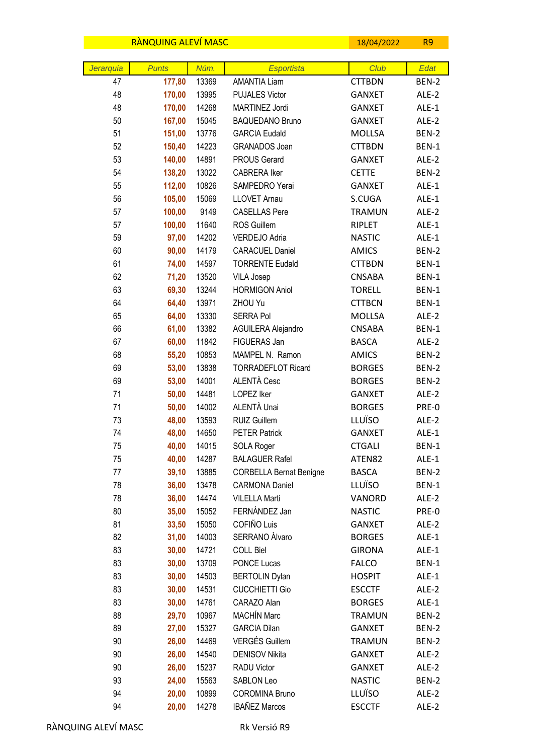| RÀNQUING ALEVÍ MASC | | | | 18/04/2022 | R9 |
|---|---|---|---|---|---|
| *Jerarquia* | *Punts* | *Núm.* | *Esportista* | *Club* | *Edat* |
| 47 | **177,80** | 13369 | AMANTIA Liam | CTTBDN | BEN-2 |
| 48 | **170,00** | 13995 | PUJALES Victor | GANXET | ALE-2 |
| 48 | **170,00** | 14268 | MARTINEZ Jordi | GANXET | ALE-1 |
| 50 | **167,00** | 15045 | BAQUEDANO Bruno | GANXET | ALE-2 |
| 51 | **151,00** | 13776 | GARCIA Eudald | MOLLSA | BEN-2 |
| 52 | **150,40** | 14223 | GRANADOS Joan | CTTBDN | BEN-1 |
| 53 | **140,00** | 14891 | PROUS Gerard | GANXET | ALE-2 |
| 54 | **138,20** | 13022 | CABRERA Iker | CETTE | BEN-2 |
| 55 | **112,00** | 10826 | SAMPEDRO Yerai | GANXET | ALE-1 |
| 56 | **105,00** | 15069 | LLOVET Arnau | S.CUGA | ALE-1 |
| 57 | **100,00** | 9149 | CASELLAS Pere | TRAMUN | ALE-2 |
| 57 | **100,00** | 11640 | ROS Guillem | RIPLET | ALE-1 |
| 59 | **97,00** | 14202 | VERDEJO Adria | NASTIC | ALE-1 |
| 60 | **90,00** | 14179 | CARACUEL Daniel | AMICS | BEN-2 |
| 61 | **74,00** | 14597 | TORRENTE Eudald | CTTBDN | BEN-1 |
| 62 | **71,20** | 13520 | VILA Josep | CNSABA | BEN-1 |
| 63 | **69,30** | 13244 | HORMIGON Aniol | TORELL | BEN-1 |
| 64 | **64,40** | 13971 | ZHOU Yu | CTTBCN | BEN-1 |
| 65 | **64,00** | 13330 | SERRA Pol | MOLLSA | ALE-2 |
| 66 | **61,00** | 13382 | AGUILERA Alejandro | CNSABA | BEN-1 |
| 67 | **60,00** | 11842 | FIGUERAS Jan | BASCA | ALE-2 |
| 68 | **55,20** | 10853 | MAMPEL N. Ramon | AMICS | BEN-2 |
| 69 | **53,00** | 13838 | TORRADEFLOT Ricard | BORGES | BEN-2 |
| 69 | **53,00** | 14001 | ALENTÀ Cesc | BORGES | BEN-2 |
| 71 | **50,00** | 14481 | LOPEZ Iker | GANXET | ALE-2 |
| 71 | **50,00** | 14002 | ALENTÀ Unai | BORGES | PRE-0 |
| 73 | **48,00** | 13593 | RUIZ Guillem | LLUÏSO | ALE-2 |
| 74 | **48,00** | 14650 | PETER Patrick | GANXET | ALE-1 |
| 75 | **40,00** | 14015 | SOLA Roger | CTGALI | BEN-1 |
| 75 | **40,00** | 14287 | BALAGUER Rafel | ATEN82 | ALE-1 |
| 77 | **39,10** | 13885 | CORBELLA Bernat Benigne | BASCA | BEN-2 |
| 78 | **36,00** | 13478 | CARMONA Daniel | LLUÏSO | BEN-1 |
| 78 | **36,00** | 14474 | VILELLA Marti | VANORD | ALE-2 |
| 80 | **35,00** | 15052 | FERNÁNDEZ Jan | NASTIC | PRE-0 |
| 81 | **33,50** | 15050 | COFIÑO Luis | GANXET | ALE-2 |
| 82 | **31,00** | 14003 | SERRANO Àlvaro | BORGES | ALE-1 |
| 83 | **30,00** | 14721 | COLL Biel | GIRONA | ALE-1 |
| 83 | **30,00** | 13709 | PONCE Lucas | FALCO | BEN-1 |
| 83 | **30,00** | 14503 | BERTOLIN Dylan | HOSPIT | ALE-1 |
| 83 | **30,00** | 14531 | CUCCHIETTI Gio | ESCCTF | ALE-2 |
| 83 | **30,00** | 14761 | CARAZO Alan | BORGES | ALE-1 |
| 88 | **29,70** | 10967 | MACHÍN Marc | TRAMUN | BEN-2 |
| 89 | **27,00** | 15327 | GARCIA Dilan | GANXET | BEN-2 |
| 90 | **26,00** | 14469 | VERGÉS Guillem | TRAMUN | BEN-2 |
| 90 | **26,00** | 14540 | DENISOV Nikita | GANXET | ALE-2 |
| 90 | **26,00** | 15237 | RADU Victor | GANXET | ALE-2 |
| 93 | **24,00** | 15563 | SABLON Leo | NASTIC | BEN-2 |
| 94 | **20,00** | 10899 | COROMINA Bruno | LLUÏSO | ALE-2 |
| 94 | **20,00** | 14278 | IBAÑEZ Marcos | ESCCTF | ALE-2 |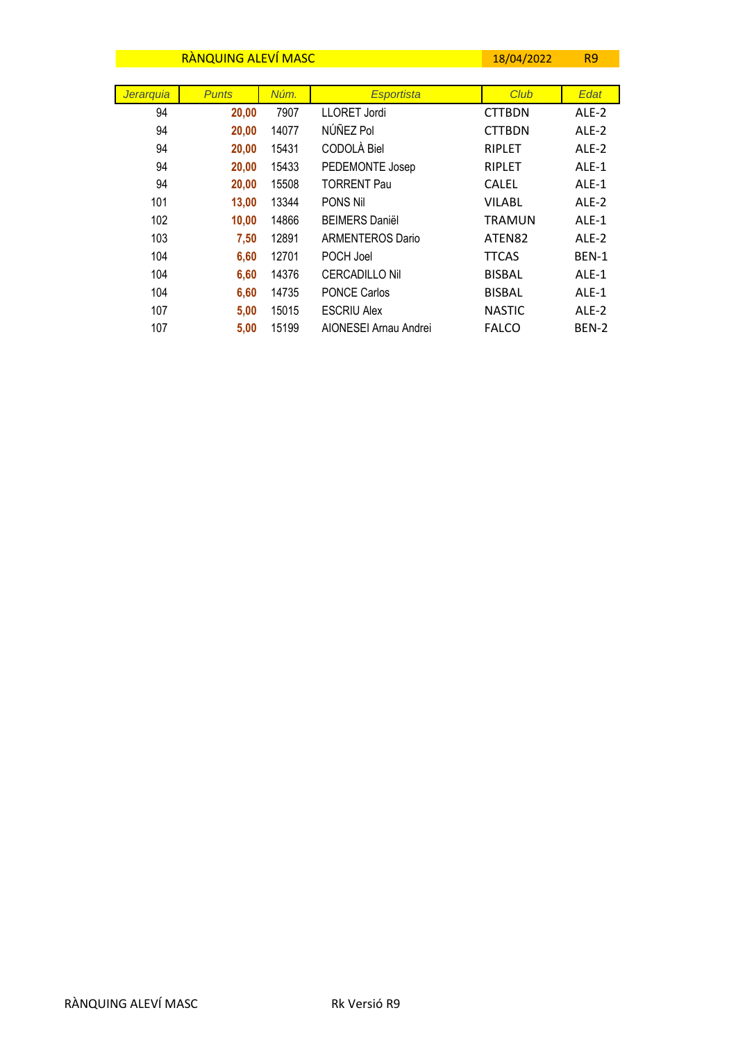RÀNQUING ALEVÍ MASC | 18/04/2022 | R9

| Jerarquia | Punts | Núm. | Esportista | Club | Edat |
|---|---|---|---|---|---|
| 94 | 20,00 | 7907 | LLORET Jordi | CTTBDN | ALE-2 |
| 94 | 20,00 | 14077 | NÚÑEZ Pol | CTTBDN | ALE-2 |
| 94 | 20,00 | 15431 | CODOLÀ Biel | RIPLET | ALE-2 |
| 94 | 20,00 | 15433 | PEDEMONTE Josep | RIPLET | ALE-1 |
| 94 | 20,00 | 15508 | TORRENT Pau | CALEL | ALE-1 |
| 101 | 13,00 | 13344 | PONS Nil | VILABL | ALE-2 |
| 102 | 10,00 | 14866 | BEIMERS Daniël | TRAMUN | ALE-1 |
| 103 | 7,50 | 12891 | ARMENTEROS Dario | ATEN82 | ALE-2 |
| 104 | 6,60 | 12701 | POCH Joel | TTCAS | BEN-1 |
| 104 | 6,60 | 14376 | CERCADILLO Nil | BISBAL | ALE-1 |
| 104 | 6,60 | 14735 | PONCE Carlos | BISBAL | ALE-1 |
| 107 | 5,00 | 15015 | ESCRIU Alex | NASTIC | ALE-2 |
| 107 | 5,00 | 15199 | AIONESEI Arnau Andrei | FALCO | BEN-2 |